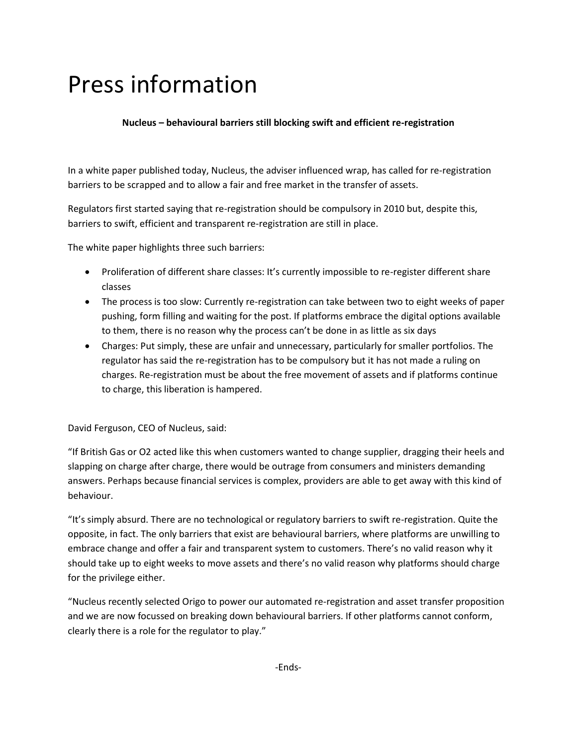# Press information

**Nucleus – behavioural barriers still blocking swift and efficient re-registration**

In a white paper published today, Nucleus, the adviser influenced wrap, has called for re-registration barriers to be scrapped and to allow a fair and free market in the transfer of assets.

Regulators first started saying that re-registration should be compulsory in 2010 but, despite this, barriers to swift, efficient and transparent re-registration are still in place.

The white paper highlights three such barriers:

- Proliferation of different share classes: It's currently impossible to re-register different share classes
- The process is too slow: Currently re-registration can take between two to eight weeks of paper pushing, form filling and waiting for the post. If platforms embrace the digital options available to them, there is no reason why the process can't be done in as little as six days
- Charges: Put simply, these are unfair and unnecessary, particularly for smaller portfolios. The regulator has said the re-registration has to be compulsory but it has not made a ruling on charges. Re-registration must be about the free movement of assets and if platforms continue to charge, this liberation is hampered.

David Ferguson, CEO of Nucleus, said:

"If British Gas or O2 acted like this when customers wanted to change supplier, dragging their heels and slapping on charge after charge, there would be outrage from consumers and ministers demanding answers. Perhaps because financial services is complex, providers are able to get away with this kind of behaviour.

"It's simply absurd. There are no technological or regulatory barriers to swift re-registration. Quite the opposite, in fact. The only barriers that exist are behavioural barriers, where platforms are unwilling to embrace change and offer a fair and transparent system to customers. There's no valid reason why it should take up to eight weeks to move assets and there's no valid reason why platforms should charge for the privilege either.

"Nucleus recently selected Origo to power our automated re-registration and asset transfer proposition and we are now focussed on breaking down behavioural barriers. If other platforms cannot conform, clearly there is a role for the regulator to play."

-Ends-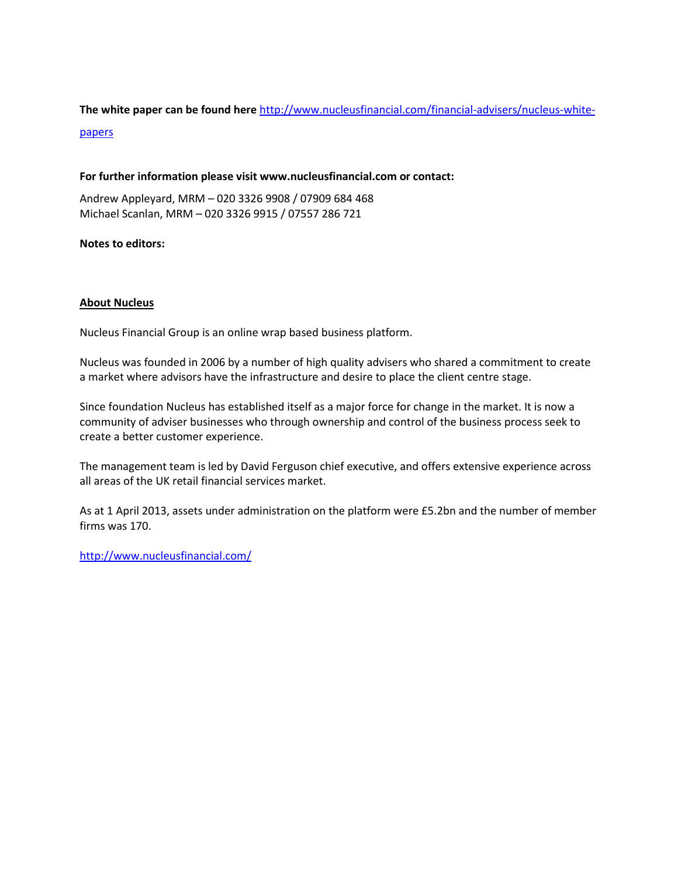**The white paper can be found here** [http://www.nucleusfinancial.com/financial-advisers/nucleus-white-papers](http://www.nucleusfinancial.com/financial-advisers/nucleus-white-papers)

**For further information please visit www.nucleusfinancial.com or contact:**

Andrew Appleyard, MRM – 020 3326 9908 / 07909 684 468
Michael Scanlan, MRM – 020 3326 9915 / 07557 286 721

**Notes to editors:**

**About Nucleus**

Nucleus Financial Group is an online wrap based business platform.

Nucleus was founded in 2006 by a number of high quality advisers who shared a commitment to create a market where advisors have the infrastructure and desire to place the client centre stage.

Since foundation Nucleus has established itself as a major force for change in the market. It is now a community of adviser businesses who through ownership and control of the business process seek to create a better customer experience.

The management team is led by David Ferguson chief executive, and offers extensive experience across all areas of the UK retail financial services market.

As at 1 April 2013, assets under administration on the platform were £5.2bn and the number of member firms was 170.

[http://www.nucleusfinancial.com/](http://www.nucleusfinancial.com/)